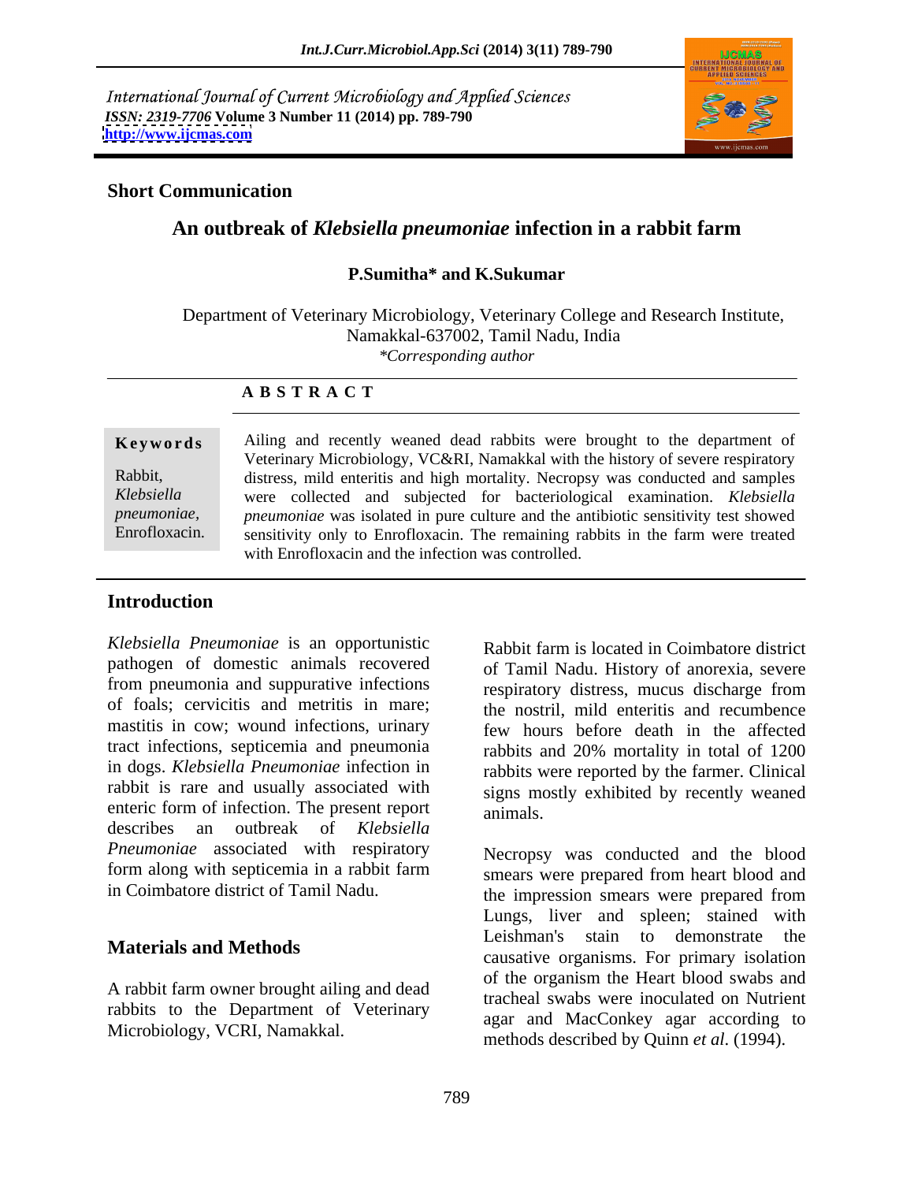International Journal of Current Microbiology and Applied Sciences
*ISSN: 2319-7706* **Volume 3 Number 11 (2014) pp. 789-790**
**http://www.ijcmas.com**

**Short Communication**

# An outbreak of *Klebsiella pneumoniae* infection in a rabbit farm

**P.Sumitha\* and K.Sukumar**

Department of Veterinary Microbiology, Veterinary College and Research Institute, Namakkal-637002, Tamil Nadu, India
*\*Corresponding author*

## A B S T R A C T

**Keywords**

Rabbit, *Klebsiella pneumoniae*, Enrofloxacin.

Ailing and recently weaned dead rabbits were brought to the department of Veterinary Microbiology, VC&RI, Namakkal with the history of severe respiratory distress, mild enteritis and high mortality. Necropsy was conducted and samples were collected and subjected for bacteriological examination. *Klebsiella pneumoniae* was isolated in pure culture and the antibiotic sensitivity test showed sensitivity only to Enrofloxacin. The remaining rabbits in the farm were treated with Enrofloxacin and the infection was controlled.

## Introduction

*Klebsiella Pneumoniae* is an opportunistic pathogen of domestic animals recovered from pneumonia and suppurative infections of foals; cervicitis and metritis in mare; mastitis in cow; wound infections, urinary tract infections, septicemia and pneumonia in dogs. *Klebsiella Pneumoniae* infection in rabbit is rare and usually associated with enteric form of infection. The present report describes an outbreak of *Klebsiella Pneumoniae* associated with respiratory form along with septicemia in a rabbit farm in Coimbatore district of Tamil Nadu.

## Materials and Methods

A rabbit farm owner brought ailing and dead rabbits to the Department of Veterinary Microbiology, VCRI, Namakkal. Rabbit farm is located in Coimbatore district of Tamil Nadu. History of anorexia, severe respiratory distress, mucus discharge from the nostril, mild enteritis and recumbence few hours before death in the affected rabbits and 20% mortality in total of 1200 rabbits were reported by the farmer. Clinical signs mostly exhibited by recently weaned animals.

Necropsy was conducted and the blood smears were prepared from heart blood and the impression smears were prepared from Lungs, liver and spleen; stained with Leishman's stain to demonstrate the causative organisms. For primary isolation of the organism the Heart blood swabs and tracheal swabs were inoculated on Nutrient agar and MacConkey agar according to methods described by Quinn *et al*. (1994).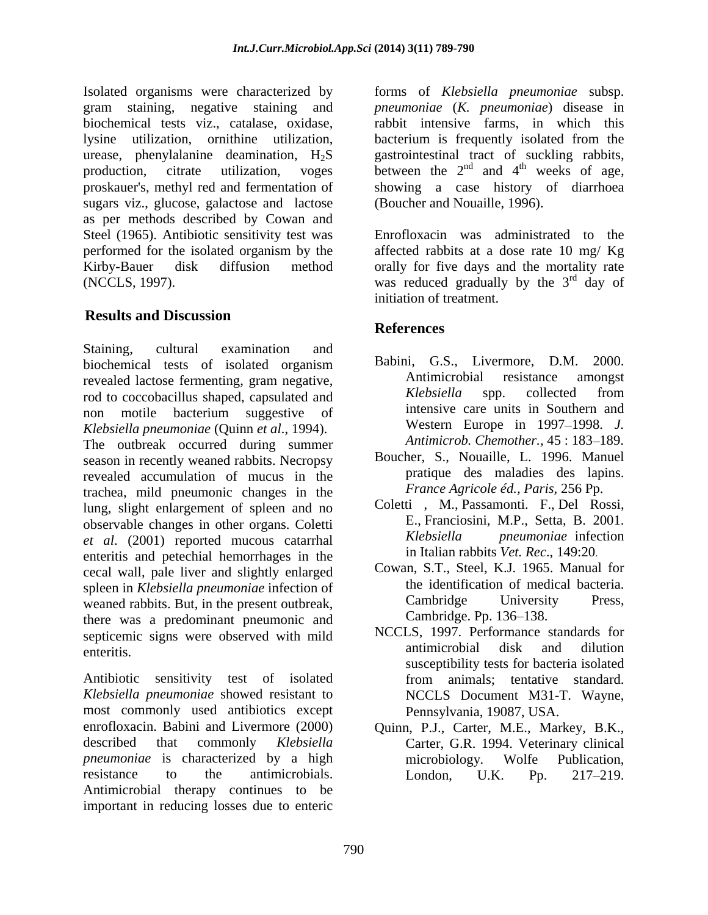Isolated organisms were characterized by gram staining, negative staining and biochemical tests viz., catalase, oxidase, lysine utilization, ornithine utilization, urease, phenylalanine deamination, $H_2S$ production, citrate utilization, voges proskauer's, methyl red and fermentation of sugars viz., glucose, galactose and lactose as per methods described by Cowan and Steel (1965). Antibiotic sensitivity test was performed for the isolated organism by the Kirby-Bauer disk diffusion method (NCCLS, 1997).

## Results and Discussion

Staining, cultural examination and biochemical tests of isolated organism revealed lactose fermenting, gram negative, rod to coccobacillus shaped, capsulated and non motile bacterium suggestive of *Klebsiella pneumoniae* (Quinn *et al*., 1994). The outbreak occurred during summer season in recently weaned rabbits. Necropsy revealed accumulation of mucus in the trachea, mild pneumonic changes in the lung, slight enlargement of spleen and no observable changes in other organs. Coletti *et al*. (2001) reported mucous catarrhal enteritis and petechial hemorrhages in the cecal wall, pale liver and slightly enlarged spleen in *Klebsiella pneumoniae* infection of weaned rabbits. But, in the present outbreak, there was a predominant pneumonic and septicemic signs were observed with mild enteritis.

Antibiotic sensitivity test of isolated *Klebsiella pneumoniae* showed resistant to most commonly used antibiotics except enrofloxacin. Babini and Livermore (2000) described that commonly *Klebsiella pneumoniae* is characterized by a high resistance to the antimicrobials. Antimicrobial therapy continues to be important in reducing losses due to enteric forms of *Klebsiella pneumoniae* subsp. *pneumoniae* (*K. pneumoniae*) disease in rabbit intensive farms, in which this bacterium is frequently isolated from the gastrointestinal tract of suckling rabbits, between the 2nd and 4th weeks of age, showing a case history of diarrhoea (Boucher and Nouaille, 1996).

Enrofloxacin was administrated to the affected rabbits at a dose rate 10 mg/ Kg orally for five days and the mortality rate was reduced gradually by the 3rd day of initiation of treatment.

## References

Babini, G.S., Livermore, D.M. 2000. Antimicrobial resistance amongst *Klebsiella* spp. collected from intensive care units in Southern and Western Europe in 1997–1998. *J. Antimicrob. Chemother.,* 45 : 183–189.

Boucher, S., Nouaille, L. 1996. Manuel pratique des maladies des lapins. *France Agricole éd., Paris,* 256 Pp.

Coletti , M., Passamonti. F., Del Rossi, E., Franciosini, M.P., Setta, B. 2001. *Klebsiella pneumoniae* infection in Italian rabbits *Vet. Rec*., 149:20.

Cowan, S.T., Steel, K.J. 1965. Manual for the identification of medical bacteria. Cambridge University Press, Cambridge. Pp. 136–138.

NCCLS, 1997. Performance standards for antimicrobial disk and dilution susceptibility tests for bacteria isolated from animals; tentative standard. NCCLS Document M31-T. Wayne, Pennsylvania, 19087, USA.

Quinn, P.J., Carter, M.E., Markey, B.K., Carter, G.R. 1994. Veterinary clinical microbiology. Wolfe Publication, London, U.K. Pp. 217–219.